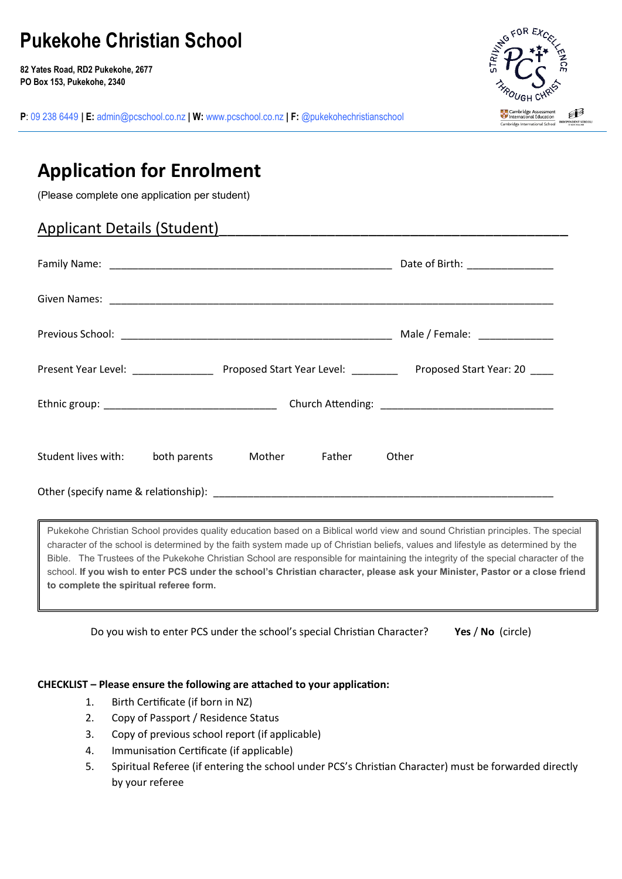# Pukekohe Christian School

**82 Yates Road, RD2 Pukekohe, 2677**
**PO Box 153, Pukekohe, 2340**

**P**: 09 238 6449 | **E:** admin@pcschool.co.nz | **W:** www.pcschool.co.nz | **F:** @pukekohechristianschool

## Application for Enrolment

(Please complete one application per student)

### Applicant Details (Student)

Family Name: ______________________________________________ Date of Birth: ______________

Given Names: ______________________________________________________________________________

Previous School: ____________________________________________ Male / Female: ____________

Present Year Level: _____________ Proposed Start Year Level: ________ Proposed Start Year: 20 ____

Ethnic group: ____________________________ Church Attending: ____________________________

Student lives with: both parents Mother Father Other

Other (specify name & relationship): _______________________________________________________

> Pukekohe Christian School provides quality education based on a Biblical world view and sound Christian principles. The special character of the school is determined by the faith system made up of Christian beliefs, values and lifestyle as determined by the Bible. The Trustees of the Pukekohe Christian School are responsible for maintaining the integrity of the special character of the school. **If you wish to enter PCS under the school's Christian character, please ask your Minister, Pastor or a close friend to complete the spiritual referee form.**

Do you wish to enter PCS under the school's special Christian Character? **Yes** / **No** (circle)

**CHECKLIST – Please ensure the following are attached to your application:**

1. Birth Certificate (if born in NZ)
2. Copy of Passport / Residence Status
3. Copy of previous school report (if applicable)
4. Immunisation Certificate (if applicable)
5. Spiritual Referee (if entering the school under PCS's Christian Character) must be forwarded directly by your referee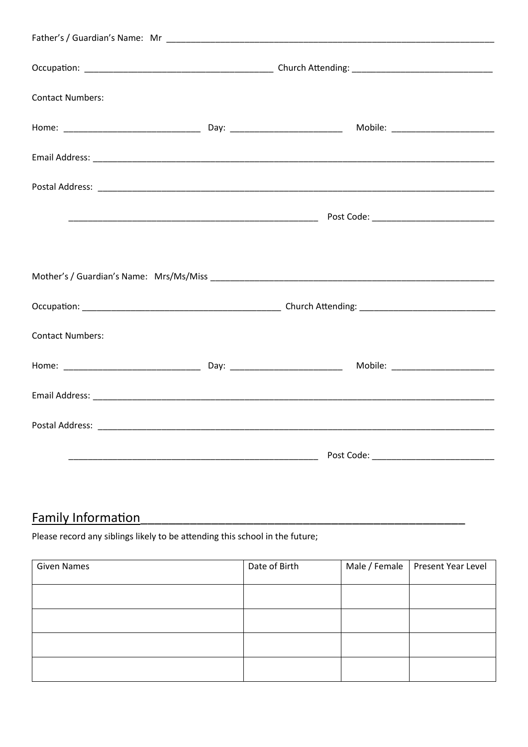Father's / Guardian's Name: Mr ______________________________________________________________________

Occupation: ________________________________________ Church Attending: ______________________________

Contact Numbers:

Home: ____________________________ Day: ________________________ Mobile: ______________________

Email Address: ______________________________________________________________________________________

Postal Address: _____________________________________________________________________________________

______________________________________________________ Post Code: __________________________

Mother's / Guardian's Name: Mrs/Ms/Miss ______________________________________________________________

Occupation: __________________________________________ Church Attending: _____________________________

Contact Numbers:

Home: ____________________________ Day: ________________________ Mobile: ______________________

Email Address: ______________________________________________________________________________________

Postal Address: _____________________________________________________________________________________

______________________________________________________ Post Code: __________________________

## Family Information

Please record any siblings likely to be attending this school in the future;

| Given Names | Date of Birth | Male / Female | Present Year Level |
|---|---|---|---|
| | | | |
| | | | |
| | | | |
| | | | |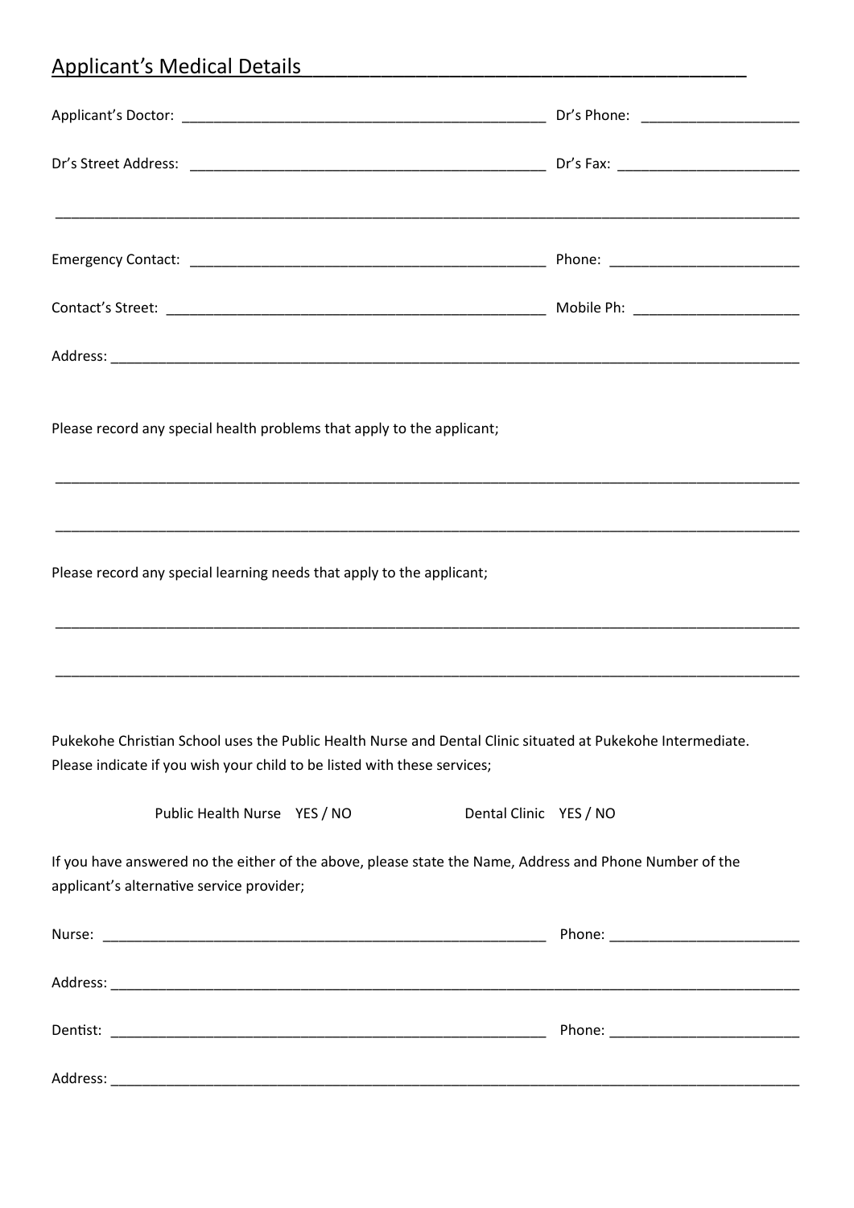## Applicant's Medical Details

Applicant's Doctor: ______________________________________________ Dr's Phone: ____________________

Dr's Street Address: ______________________________________________ Dr's Fax: ______________________

________________________________________________________________________________________________

Emergency Contact: ______________________________________________ Phone: ________________________

Contact's Street: ________________________________________________ Mobile Ph: ____________________

Address: ________________________________________________________________________________________

Please record any special health problems that apply to the applicant;

________________________________________________________________________________________________

________________________________________________________________________________________________

Please record any special learning needs that apply to the applicant;

________________________________________________________________________________________________

________________________________________________________________________________________________

Pukekohe Christian School uses the Public Health Nurse and Dental Clinic situated at Pukekohe Intermediate. Please indicate if you wish your child to be listed with these services;

Public Health Nurse YES / NO Dental Clinic YES / NO

If you have answered no the either of the above, please state the Name, Address and Phone Number of the applicant's alternative service provider;

Nurse: _________________________________________________________ Phone: ________________________

Address: ________________________________________________________________________________________

Dentist: ________________________________________________________ Phone: ________________________

Address: ________________________________________________________________________________________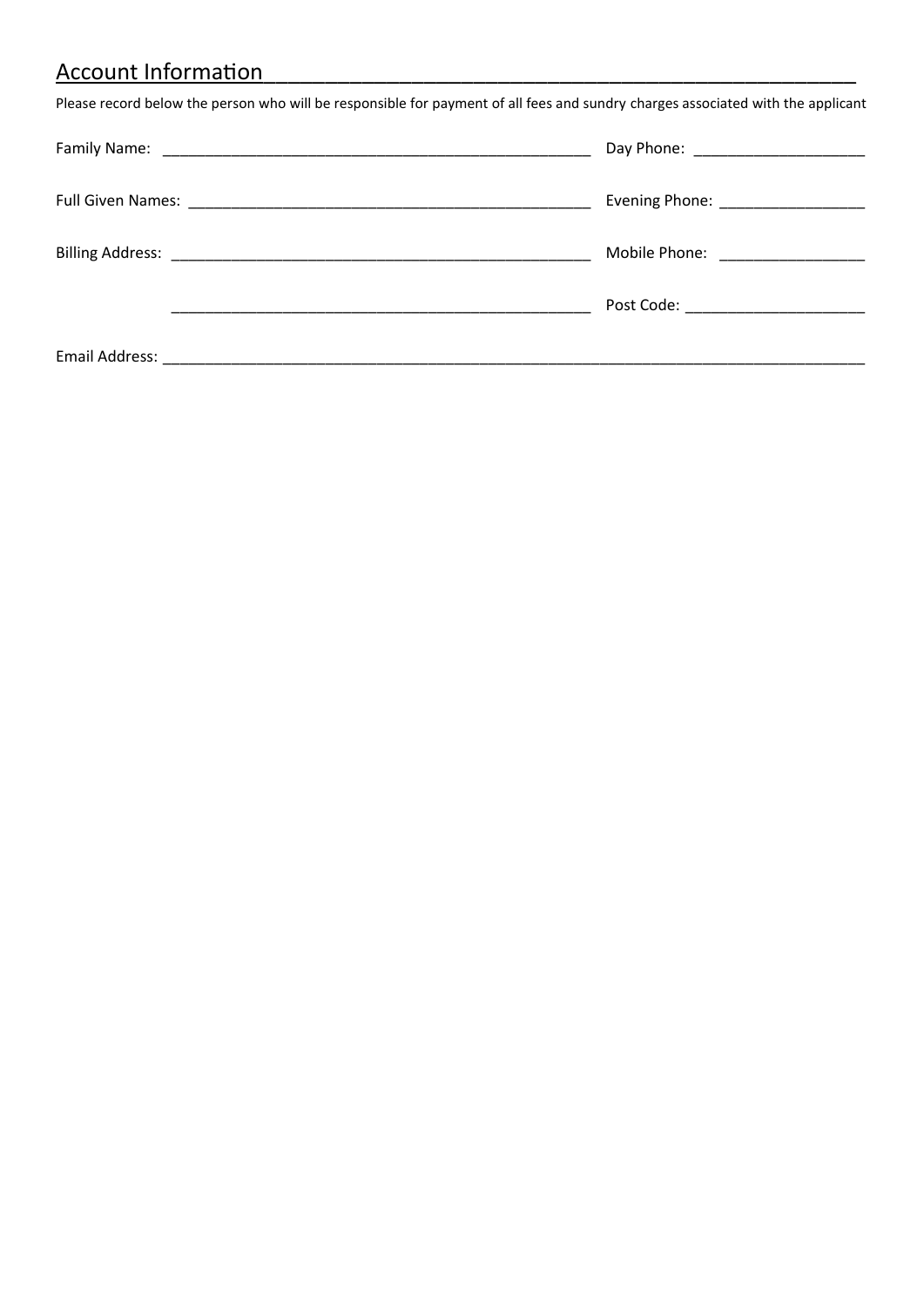## Account Information

Please record below the person who will be responsible for payment of all fees and sundry charges associated with the applicant

Family Name: ______________________________ Day Phone: ______________

Full Given Names: ______________________________ Evening Phone: ______________

Billing Address: ______________________________ Mobile Phone: ______________

______________________________ Post Code: ______________

Email Address: ______________________________________________________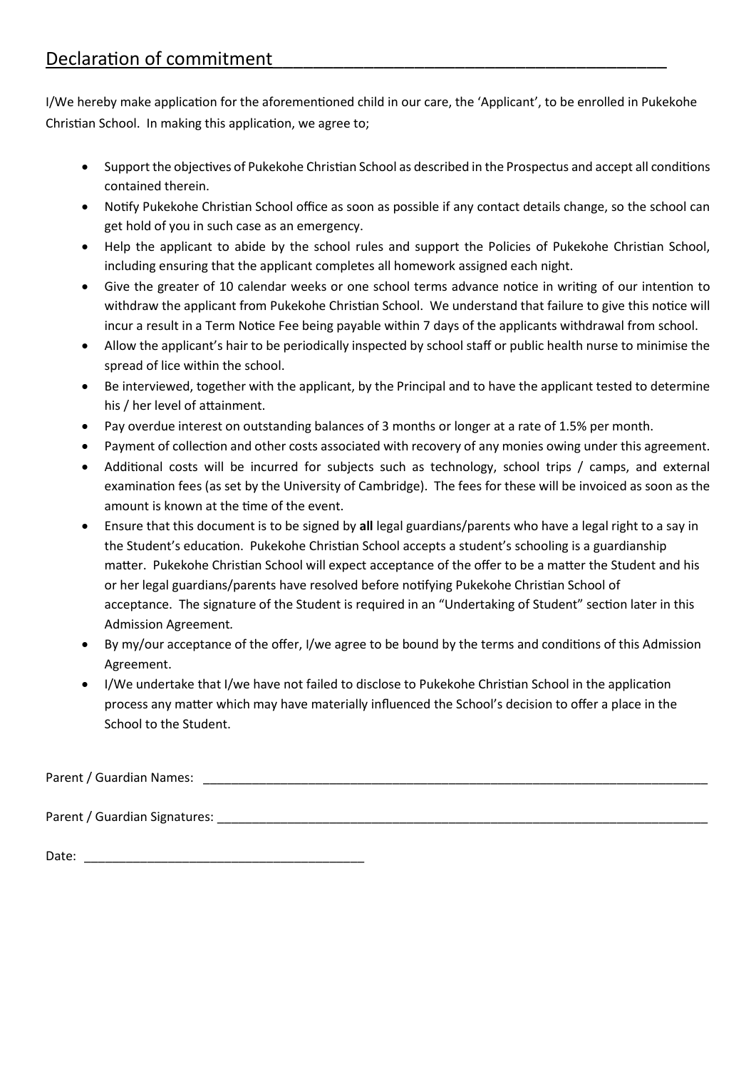## Declaration of commitment

I/We hereby make application for the aforementioned child in our care, the 'Applicant', to be enrolled in Pukekohe Christian School. In making this application, we agree to;

- Support the objectives of Pukekohe Christian School as described in the Prospectus and accept all conditions contained therein.
- Notify Pukekohe Christian School office as soon as possible if any contact details change, so the school can get hold of you in such case as an emergency.
- Help the applicant to abide by the school rules and support the Policies of Pukekohe Christian School, including ensuring that the applicant completes all homework assigned each night.
- Give the greater of 10 calendar weeks or one school terms advance notice in writing of our intention to withdraw the applicant from Pukekohe Christian School. We understand that failure to give this notice will incur a result in a Term Notice Fee being payable within 7 days of the applicants withdrawal from school.
- Allow the applicant's hair to be periodically inspected by school staff or public health nurse to minimise the spread of lice within the school.
- Be interviewed, together with the applicant, by the Principal and to have the applicant tested to determine his / her level of attainment.
- Pay overdue interest on outstanding balances of 3 months or longer at a rate of 1.5% per month.
- Payment of collection and other costs associated with recovery of any monies owing under this agreement.
- Additional costs will be incurred for subjects such as technology, school trips / camps, and external examination fees (as set by the University of Cambridge). The fees for these will be invoiced as soon as the amount is known at the time of the event.
- Ensure that this document is to be signed by **all** legal guardians/parents who have a legal right to a say in the Student's education. Pukekohe Christian School accepts a student's schooling is a guardianship matter. Pukekohe Christian School will expect acceptance of the offer to be a matter the Student and his or her legal guardians/parents have resolved before notifying Pukekohe Christian School of acceptance. The signature of the Student is required in an "Undertaking of Student" section later in this Admission Agreement.
- By my/our acceptance of the offer, I/we agree to be bound by the terms and conditions of this Admission Agreement.
- I/We undertake that I/we have not failed to disclose to Pukekohe Christian School in the application process any matter which may have materially influenced the School's decision to offer a place in the School to the Student.

Parent / Guardian Names: ___________________________________________________________________________

Parent / Guardian Signatures: ________________________________________________________________________

Date: ________________________________________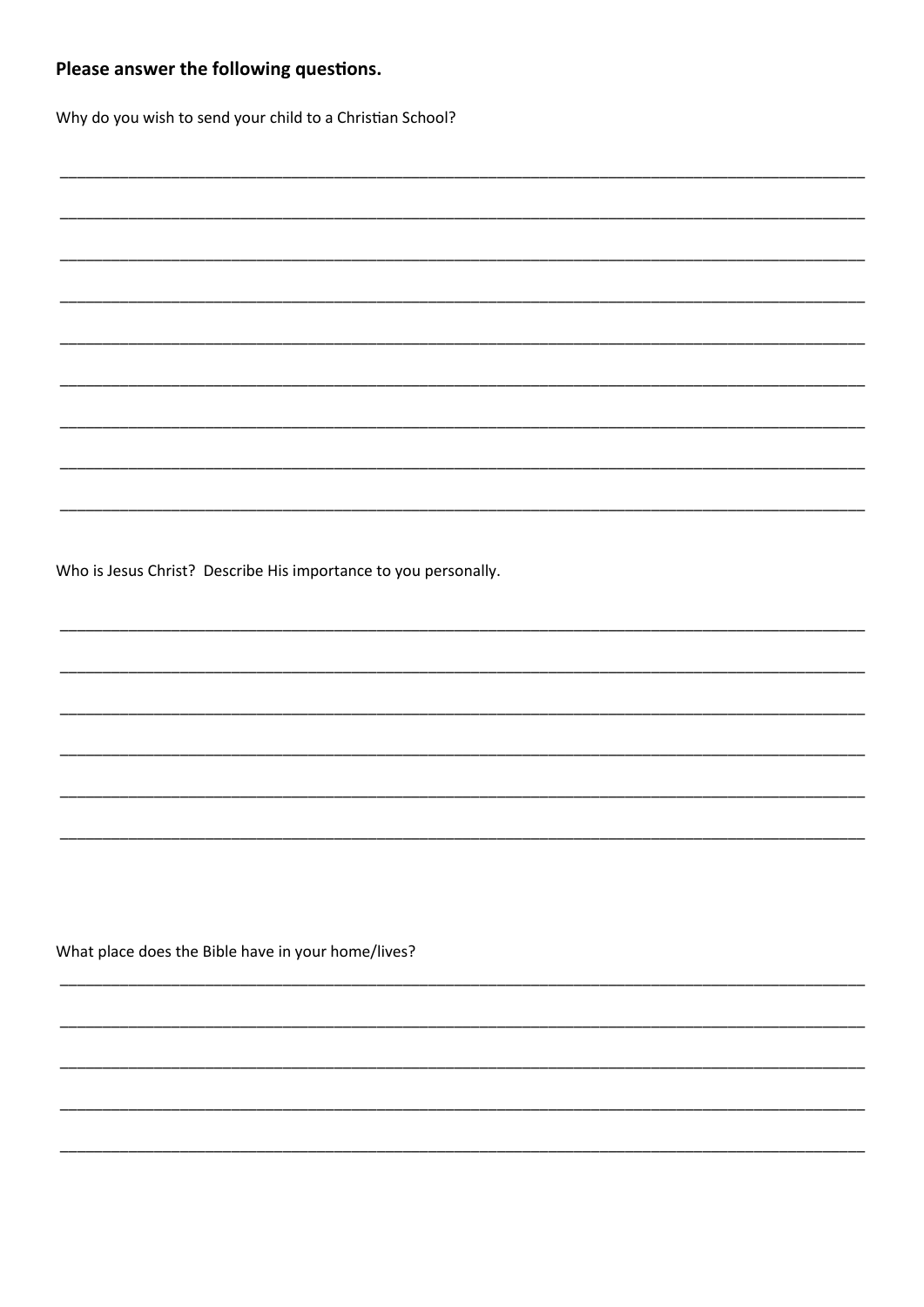**Please answer the following questions.**

Why do you wish to send your child to a Christian School?

_______________________________________________________________________________

_______________________________________________________________________________

_______________________________________________________________________________

_______________________________________________________________________________

_______________________________________________________________________________

_______________________________________________________________________________

_______________________________________________________________________________

_______________________________________________________________________________

_______________________________________________________________________________

Who is Jesus Christ? Describe His importance to you personally.

_______________________________________________________________________________

_______________________________________________________________________________

_______________________________________________________________________________

_______________________________________________________________________________

_______________________________________________________________________________

_______________________________________________________________________________

What place does the Bible have in your home/lives?

_______________________________________________________________________________

_______________________________________________________________________________

_______________________________________________________________________________

_______________________________________________________________________________

_______________________________________________________________________________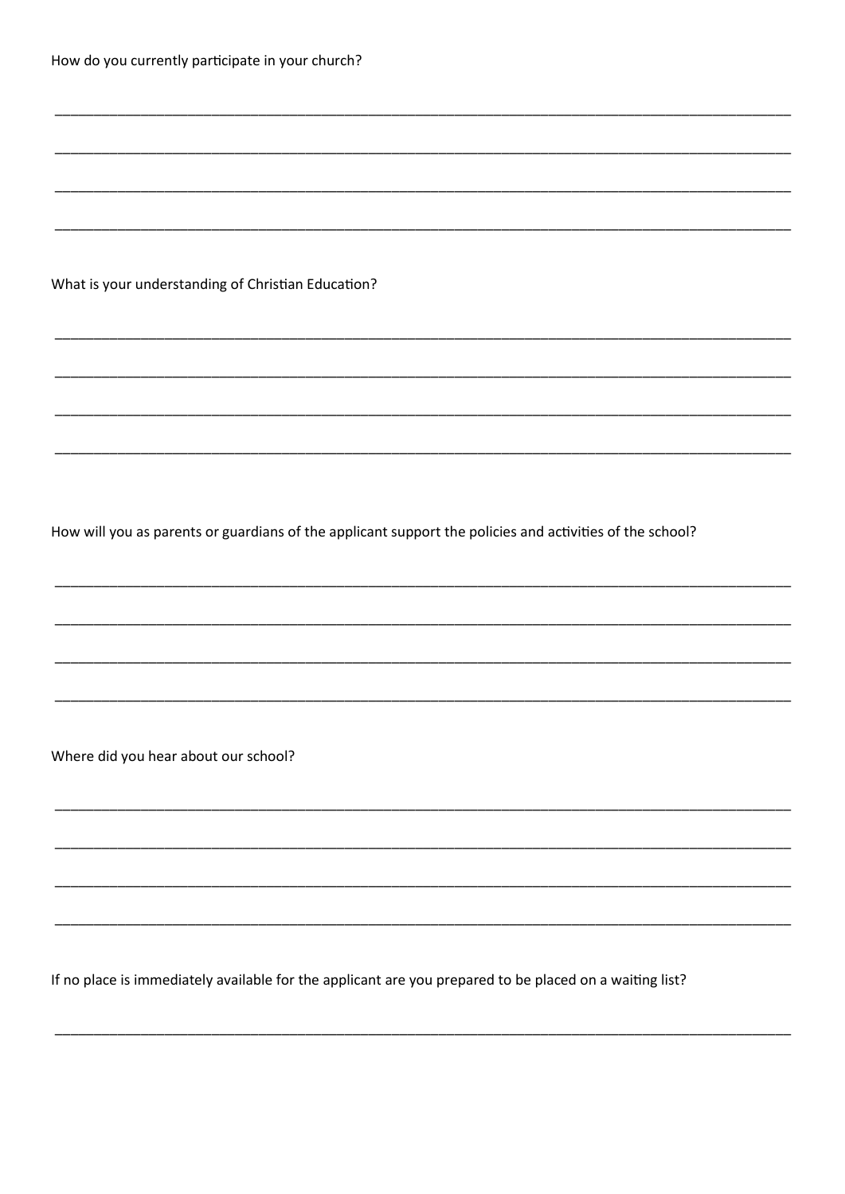How do you currently participate in your church?

______________________________________________________________________________________________

______________________________________________________________________________________________

______________________________________________________________________________________________

______________________________________________________________________________________________

What is your understanding of Christian Education?

______________________________________________________________________________________________

______________________________________________________________________________________________

______________________________________________________________________________________________

______________________________________________________________________________________________

How will you as parents or guardians of the applicant support the policies and activities of the school?

______________________________________________________________________________________________

______________________________________________________________________________________________

______________________________________________________________________________________________

______________________________________________________________________________________________

Where did you hear about our school?

______________________________________________________________________________________________

______________________________________________________________________________________________

______________________________________________________________________________________________

______________________________________________________________________________________________

If no place is immediately available for the applicant are you prepared to be placed on a waiting list?

______________________________________________________________________________________________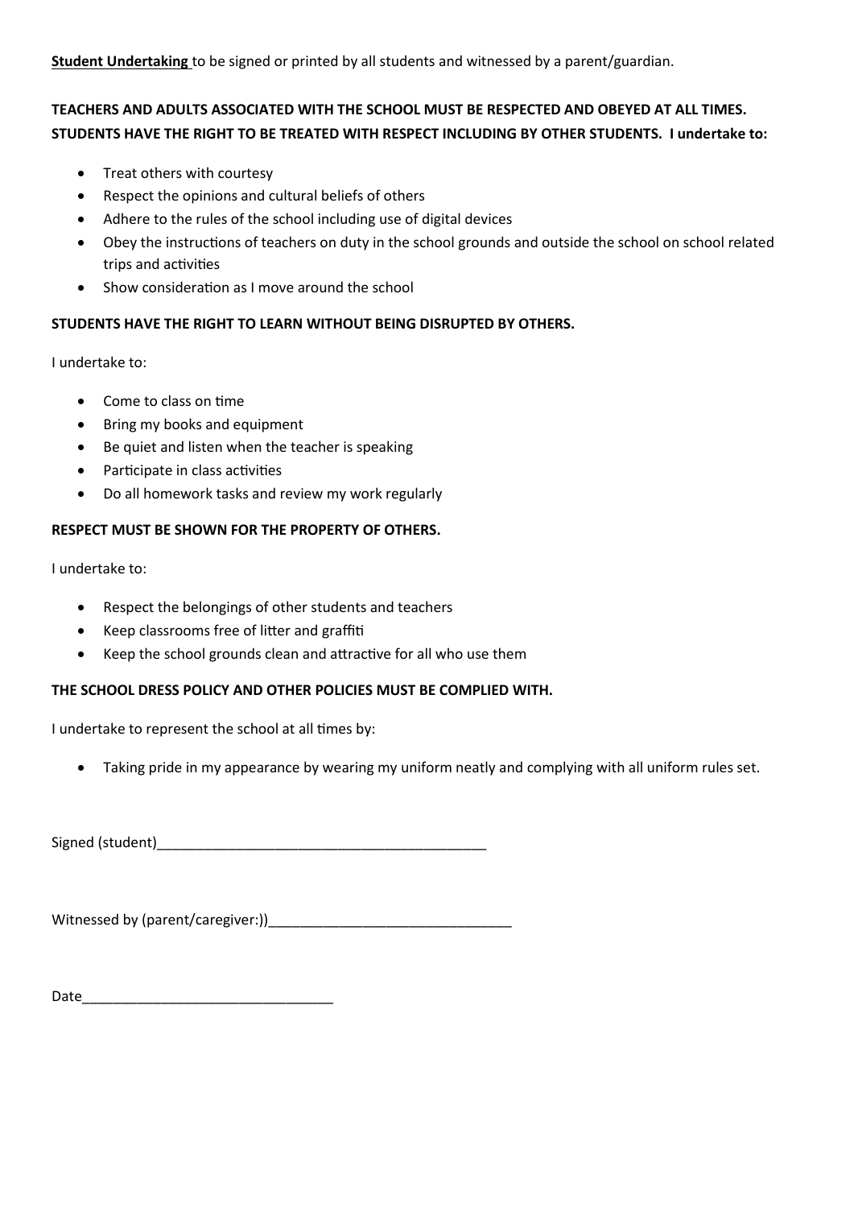**<u>Student Undertaking</u>** to be signed or printed by all students and witnessed by a parent/guardian.

**TEACHERS AND ADULTS ASSOCIATED WITH THE SCHOOL MUST BE RESPECTED AND OBEYED AT ALL TIMES. STUDENTS HAVE THE RIGHT TO BE TREATED WITH RESPECT INCLUDING BY OTHER STUDENTS. I undertake to:**

- Treat others with courtesy
- Respect the opinions and cultural beliefs of others
- Adhere to the rules of the school including use of digital devices
- Obey the instructions of teachers on duty in the school grounds and outside the school on school related trips and activities
- Show consideration as I move around the school

**STUDENTS HAVE THE RIGHT TO LEARN WITHOUT BEING DISRUPTED BY OTHERS.**

I undertake to:

- Come to class on time
- Bring my books and equipment
- Be quiet and listen when the teacher is speaking
- Participate in class activities
- Do all homework tasks and review my work regularly

**RESPECT MUST BE SHOWN FOR THE PROPERTY OF OTHERS.**

I undertake to:

- Respect the belongings of other students and teachers
- Keep classrooms free of litter and graffiti
- Keep the school grounds clean and attractive for all who use them

**THE SCHOOL DRESS POLICY AND OTHER POLICIES MUST BE COMPLIED WITH.**

I undertake to represent the school at all times by:

- Taking pride in my appearance by wearing my uniform neatly and complying with all uniform rules set.

Signed (student)___________________________________________

Witnessed by (parent/caregiver:))________________________________

Date________________________________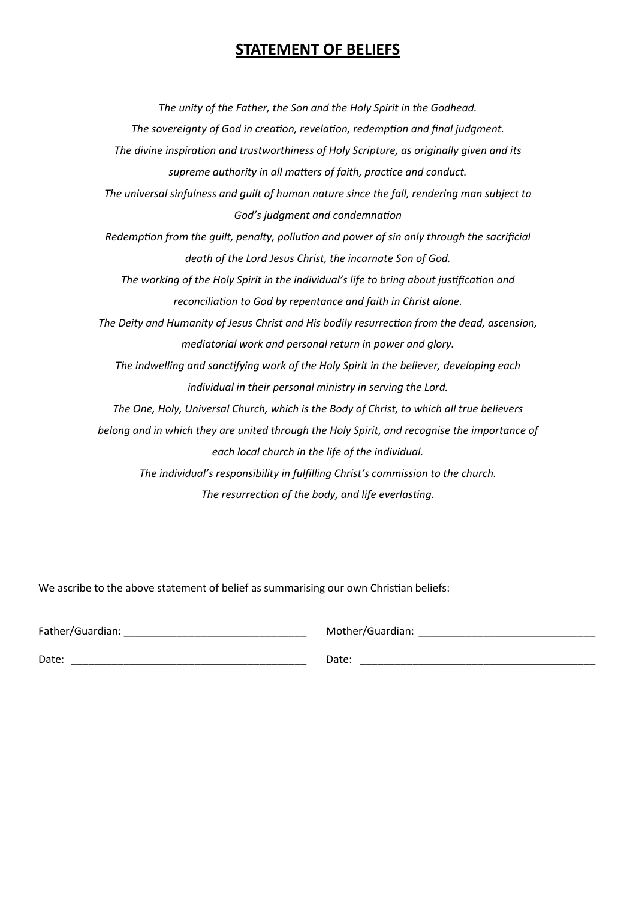# **STATEMENT OF BELIEFS**

*The unity of the Father, the Son and the Holy Spirit in the Godhead.*

*The sovereignty of God in creation, revelation, redemption and final judgment.*

*The divine inspiration and trustworthiness of Holy Scripture, as originally given and its supreme authority in all matters of faith, practice and conduct.*

*The universal sinfulness and guilt of human nature since the fall, rendering man subject to God's judgment and condemnation*

*Redemption from the guilt, penalty, pollution and power of sin only through the sacrificial death of the Lord Jesus Christ, the incarnate Son of God.*

*The working of the Holy Spirit in the individual's life to bring about justification and reconciliation to God by repentance and faith in Christ alone.*

*The Deity and Humanity of Jesus Christ and His bodily resurrection from the dead, ascension, mediatorial work and personal return in power and glory.*

*The indwelling and sanctifying work of the Holy Spirit in the believer, developing each individual in their personal ministry in serving the Lord.*

*The One, Holy, Universal Church, which is the Body of Christ, to which all true believers belong and in which they are united through the Holy Spirit, and recognise the importance of each local church in the life of the individual.*

*The individual's responsibility in fulfilling Christ's commission to the church.*

*The resurrection of the body, and life everlasting.*

We ascribe to the above statement of belief as summarising our own Christian beliefs:

Father/Guardian: ______________________________ Mother/Guardian: ______________________________

Date: ______________________________ Date: ______________________________